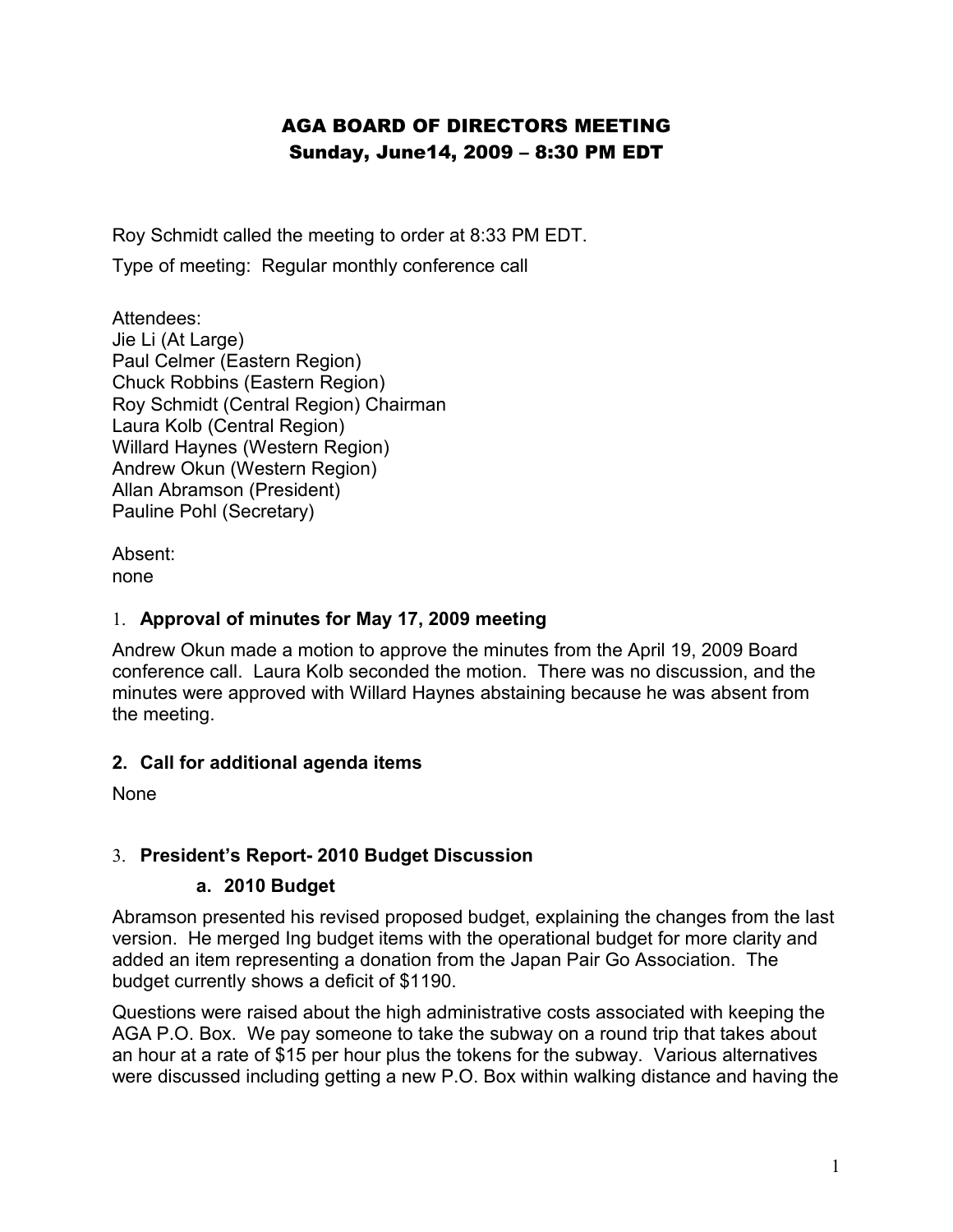# AGA BOARD OF DIRECTORS MEETING
## Sunday, June14, 2009 – 8:30 PM EDT

Roy Schmidt called the meeting to order at 8:33 PM EDT.

Type of meeting: Regular monthly conference call

Attendees:
Jie Li (At Large)
Paul Celmer (Eastern Region)
Chuck Robbins (Eastern Region)
Roy Schmidt (Central Region) Chairman
Laura Kolb (Central Region)
Willard Haynes (Western Region)
Andrew Okun (Western Region)
Allan Abramson (President)
Pauline Pohl (Secretary)

Absent:
none

### 1. Approval of minutes for May 17, 2009 meeting

Andrew Okun made a motion to approve the minutes from the April 19, 2009 Board conference call. Laura Kolb seconded the motion. There was no discussion, and the minutes were approved with Willard Haynes abstaining because he was absent from the meeting.

### 2. Call for additional agenda items

None

### 3. President's Report- 2010 Budget Discussion

#### a. 2010 Budget

Abramson presented his revised proposed budget, explaining the changes from the last version. He merged Ing budget items with the operational budget for more clarity and added an item representing a donation from the Japan Pair Go Association. The budget currently shows a deficit of $1190.

Questions were raised about the high administrative costs associated with keeping the AGA P.O. Box. We pay someone to take the subway on a round trip that takes about an hour at a rate of $15 per hour plus the tokens for the subway. Various alternatives were discussed including getting a new P.O. Box within walking distance and having the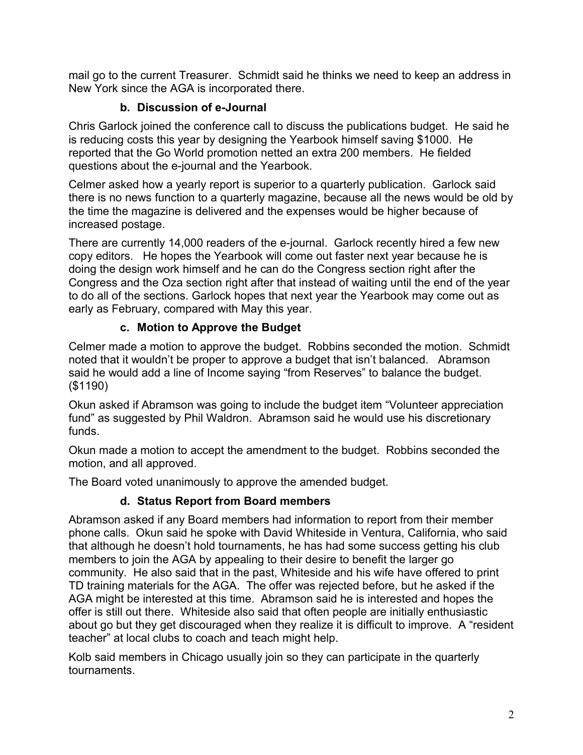mail go to the current Treasurer. Schmidt said he thinks we need to keep an address in New York since the AGA is incorporated there.

### b. Discussion of e-Journal

Chris Garlock joined the conference call to discuss the publications budget. He said he is reducing costs this year by designing the Yearbook himself saving $1000. He reported that the Go World promotion netted an extra 200 members. He fielded questions about the e-journal and the Yearbook.

Celmer asked how a yearly report is superior to a quarterly publication. Garlock said there is no news function to a quarterly magazine, because all the news would be old by the time the magazine is delivered and the expenses would be higher because of increased postage.

There are currently 14,000 readers of the e-journal. Garlock recently hired a few new copy editors. He hopes the Yearbook will come out faster next year because he is doing the design work himself and he can do the Congress section right after the Congress and the Oza section right after that instead of waiting until the end of the year to do all of the sections. Garlock hopes that next year the Yearbook may come out as early as February, compared with May this year.

### c. Motion to Approve the Budget

Celmer made a motion to approve the budget. Robbins seconded the motion. Schmidt noted that it wouldn't be proper to approve a budget that isn't balanced. Abramson said he would add a line of Income saying "from Reserves" to balance the budget. ($1190)

Okun asked if Abramson was going to include the budget item "Volunteer appreciation fund" as suggested by Phil Waldron. Abramson said he would use his discretionary funds.

Okun made a motion to accept the amendment to the budget. Robbins seconded the motion, and all approved.

The Board voted unanimously to approve the amended budget.

### d. Status Report from Board members

Abramson asked if any Board members had information to report from their member phone calls. Okun said he spoke with David Whiteside in Ventura, California, who said that although he doesn't hold tournaments, he has had some success getting his club members to join the AGA by appealing to their desire to benefit the larger go community. He also said that in the past, Whiteside and his wife have offered to print TD training materials for the AGA. The offer was rejected before, but he asked if the AGA might be interested at this time. Abramson said he is interested and hopes the offer is still out there. Whiteside also said that often people are initially enthusiastic about go but they get discouraged when they realize it is difficult to improve. A "resident teacher" at local clubs to coach and teach might help.

Kolb said members in Chicago usually join so they can participate in the quarterly tournaments.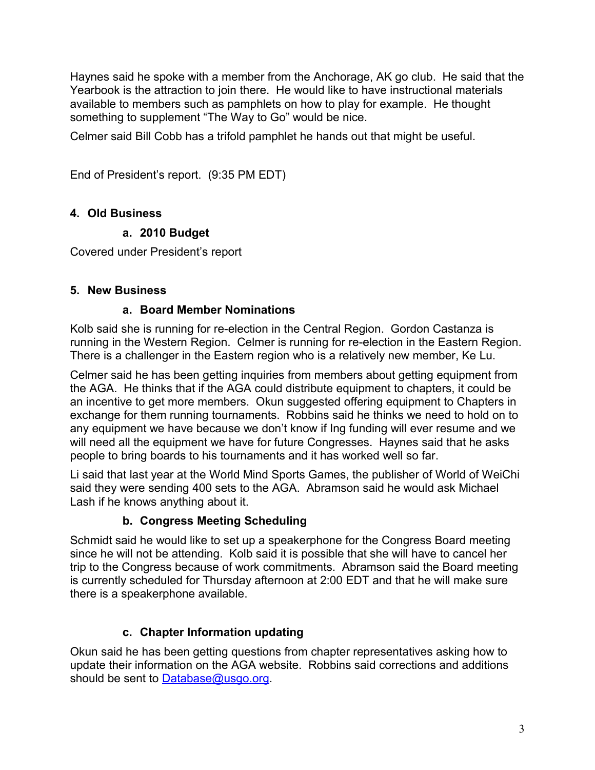Haynes said he spoke with a member from the Anchorage, AK go club. He said that the Yearbook is the attraction to join there. He would like to have instructional materials available to members such as pamphlets on how to play for example. He thought something to supplement "The Way to Go" would be nice.

Celmer said Bill Cobb has a trifold pamphlet he hands out that might be useful.

End of President's report. (9:35 PM EDT)

## 4. Old Business

### a. 2010 Budget

Covered under President's report

## 5. New Business

### a. Board Member Nominations

Kolb said she is running for re-election in the Central Region. Gordon Castanza is running in the Western Region. Celmer is running for re-election in the Eastern Region. There is a challenger in the Eastern region who is a relatively new member, Ke Lu.

Celmer said he has been getting inquiries from members about getting equipment from the AGA. He thinks that if the AGA could distribute equipment to chapters, it could be an incentive to get more members. Okun suggested offering equipment to Chapters in exchange for them running tournaments. Robbins said he thinks we need to hold on to any equipment we have because we don't know if Ing funding will ever resume and we will need all the equipment we have for future Congresses. Haynes said that he asks people to bring boards to his tournaments and it has worked well so far.

Li said that last year at the World Mind Sports Games, the publisher of World of WeiChi said they were sending 400 sets to the AGA. Abramson said he would ask Michael Lash if he knows anything about it.

### b. Congress Meeting Scheduling

Schmidt said he would like to set up a speakerphone for the Congress Board meeting since he will not be attending. Kolb said it is possible that she will have to cancel her trip to the Congress because of work commitments. Abramson said the Board meeting is currently scheduled for Thursday afternoon at 2:00 EDT and that he will make sure there is a speakerphone available.

### c. Chapter Information updating

Okun said he has been getting questions from chapter representatives asking how to update their information on the AGA website. Robbins said corrections and additions should be sent to Database@usgo.org.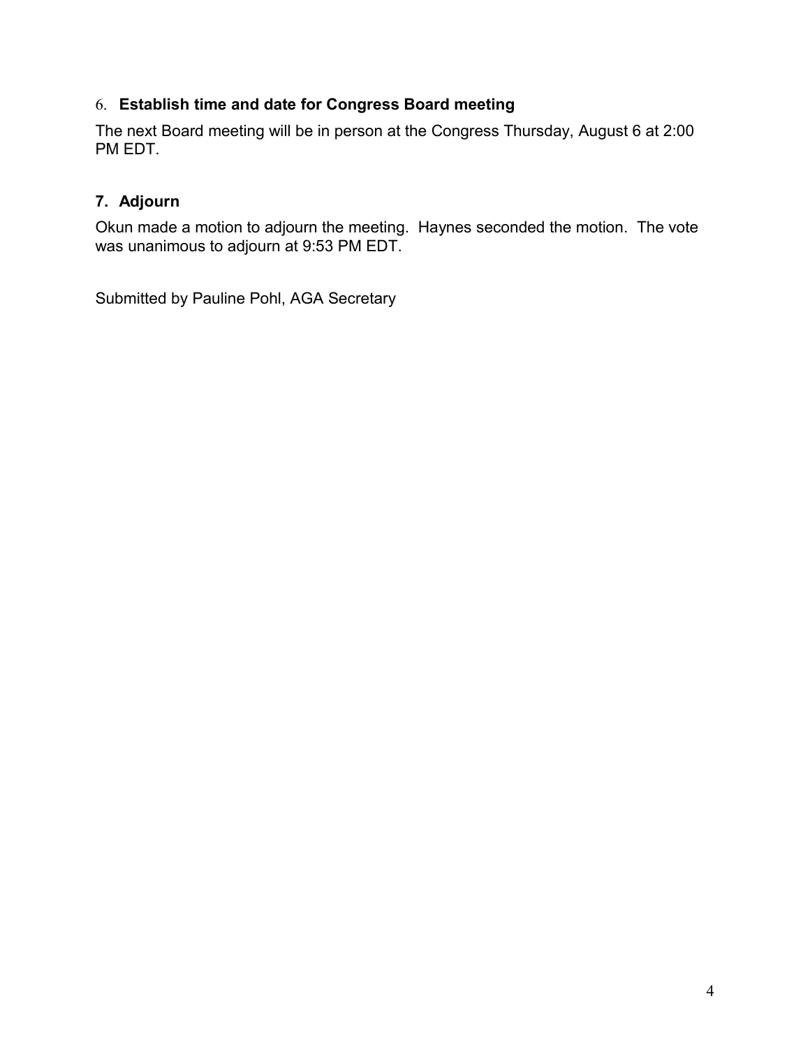### 6. Establish time and date for Congress Board meeting

The next Board meeting will be in person at the Congress Thursday, August 6 at 2:00 PM EDT.

### 7. Adjourn

Okun made a motion to adjourn the meeting. Haynes seconded the motion. The vote was unanimous to adjourn at 9:53 PM EDT.

Submitted by Pauline Pohl, AGA Secretary